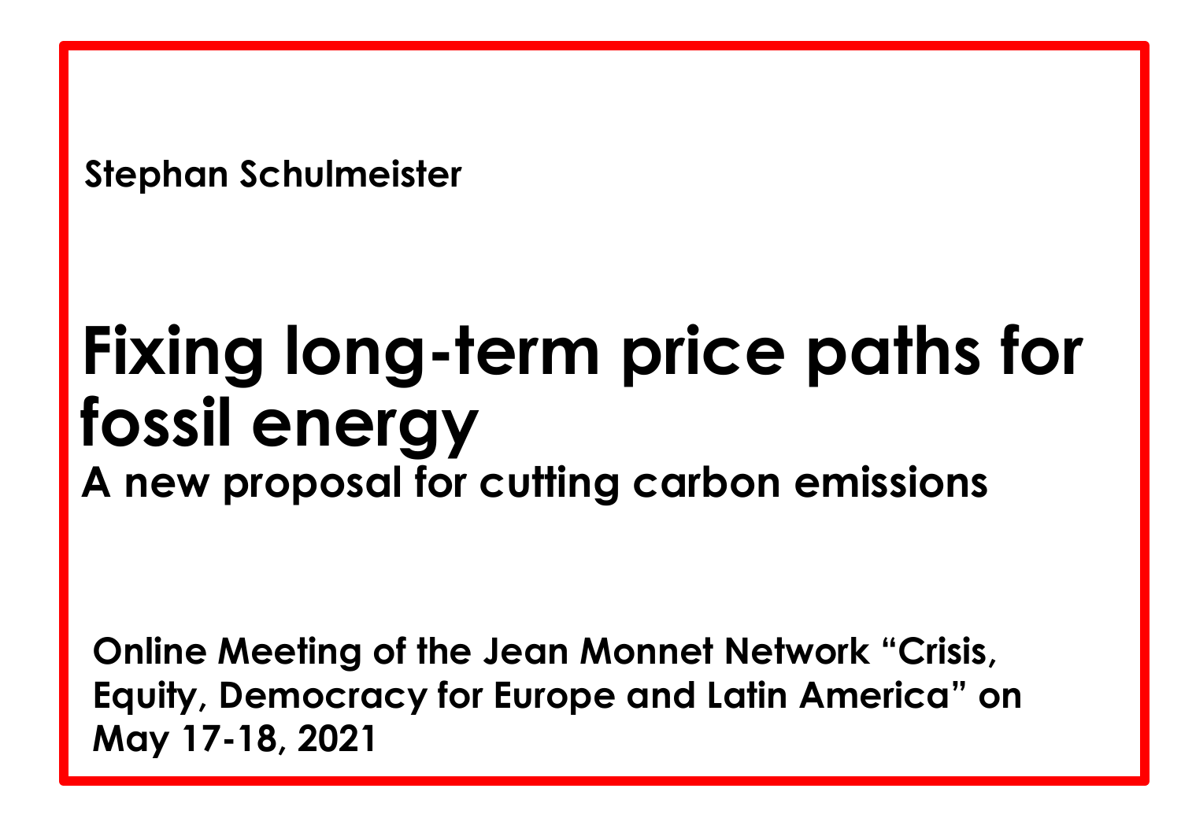**Stephan Schulmeister**

# Fixing long-term price paths for fossil energy

## A new proposal for cutting carbon emissions

**Online Meeting of the Jean Monnet Network "Crisis, Equity, Democracy for Europe and Latin America" on May 17-18, 2021**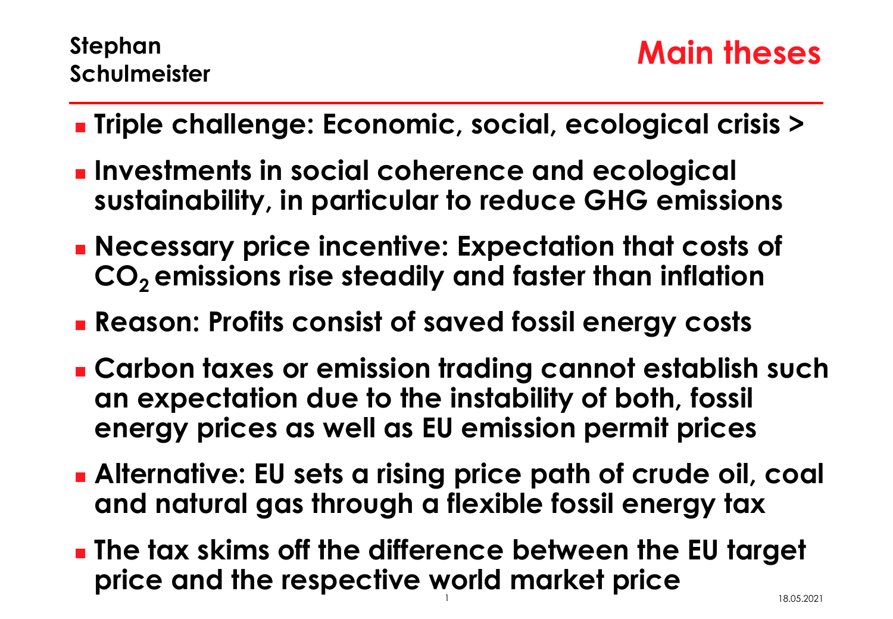**Stephan Schulmeister**

# Main theses

- **Triple challenge: Economic, social, ecological crisis >**
- **Investments in social coherence and ecological sustainability, in particular to reduce GHG emissions**
- **Necessary price incentive: Expectation that costs of $CO_2$ emissions rise steadily and faster than inflation**
- **Reason: Profits consist of saved fossil energy costs**
- **Carbon taxes or emission trading cannot establish such an expectation due to the instability of both, fossil energy prices as well as EU emission permit prices**
- **Alternative: EU sets a rising price path of crude oil, coal and natural gas through a flexible fossil energy tax**
- **The tax skims off the difference between the EU target price and the respective world market price**

18.05.2021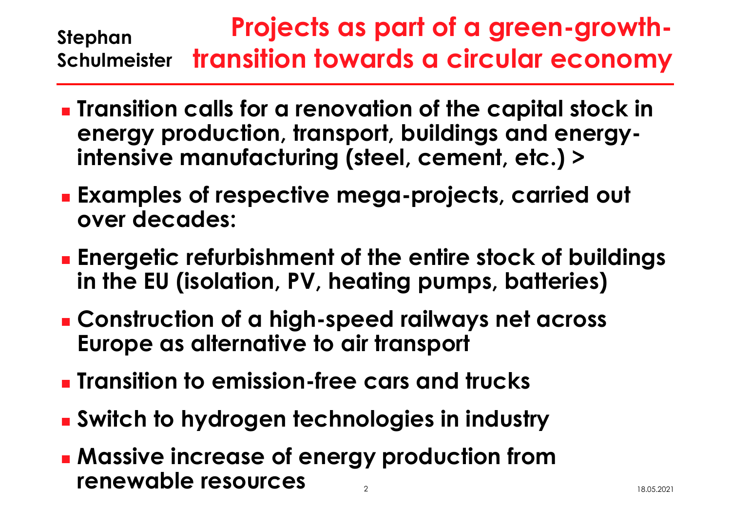Stephan Schulmeister

# Projects as part of a green-growth-transition towards a circular economy

- Transition calls for a renovation of the capital stock in energy production, transport, buildings and energy-intensive manufacturing (steel, cement, etc.) >
- Examples of respective mega-projects, carried out over decades:
- Energetic refurbishment of the entire stock of buildings in the EU (isolation, PV, heating pumps, batteries)
- Construction of a high-speed railways net across Europe as alternative to air transport
- Transition to emission-free cars and trucks
- Switch to hydrogen technologies in industry
- Massive increase of energy production from renewable resources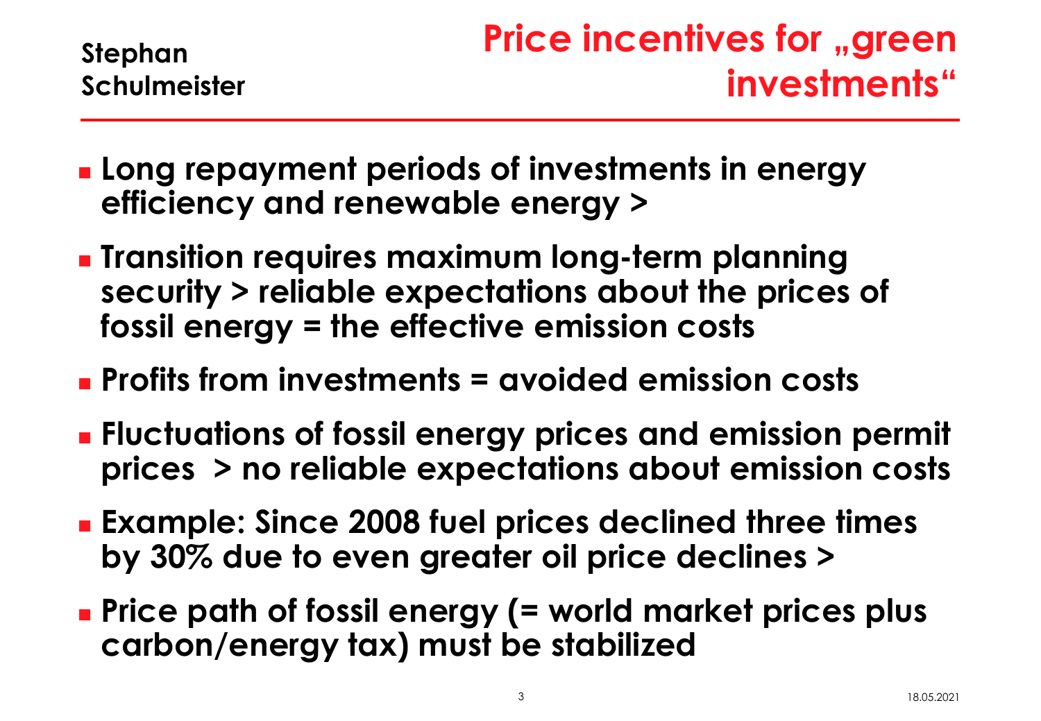# Price incentives for „green investments“

- Long repayment periods of investments in energy efficiency and renewable energy >
- Transition requires maximum long-term planning security > reliable expectations about the prices of fossil energy = the effective emission costs
- Profits from investments = avoided emission costs
- Fluctuations of fossil energy prices and emission permit prices > no reliable expectations about emission costs
- Example: Since 2008 fuel prices declined three times by 30% due to even greater oil price declines >
- Price path of fossil energy (= world market prices plus carbon/energy tax) must be stabilized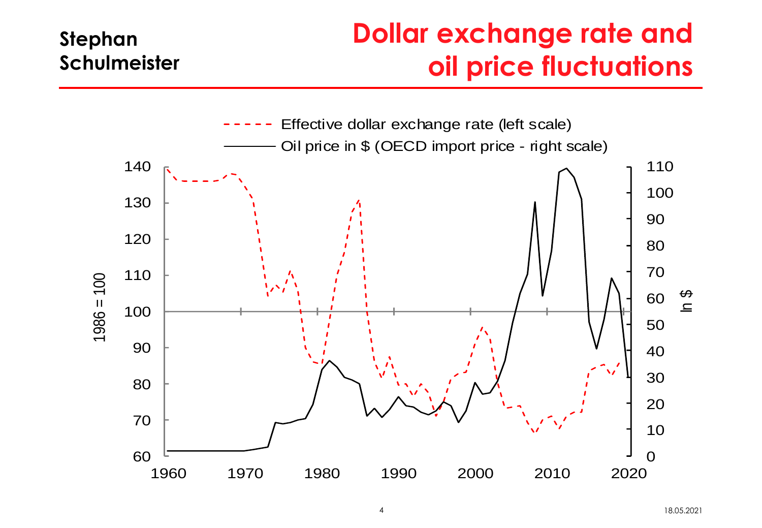Stephan Schulmeister

# Dollar exchange rate and oil price fluctuations

Effective dollar exchange rate (left scale)
Oil price in $ (OECD import price - right scale)

1986 = 100

140
130
120
110
100
90
80
70
60

In $

110
100
90
80
70
60
50
40
30
20
10
0

1960 1970 1980 1990 2000 2010 2020

18.05.2021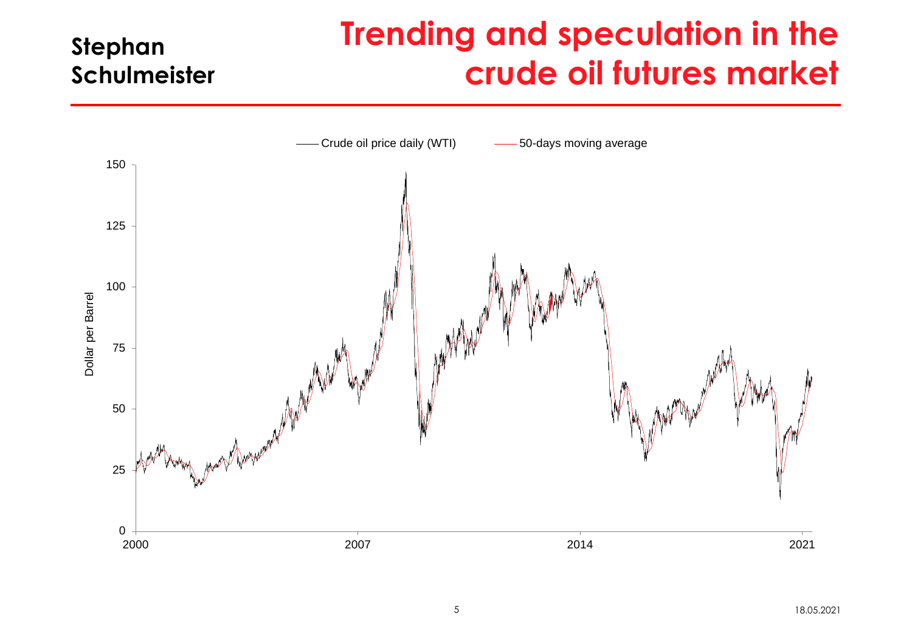# Trending and speculation in the crude oil futures market

Stephan Schulmeister

Crude oil price daily (WTI)

50-days moving average

Dollar per Barrel

150

125

100

75

50

25

0

2000

2007

2014

2021

18.05.2021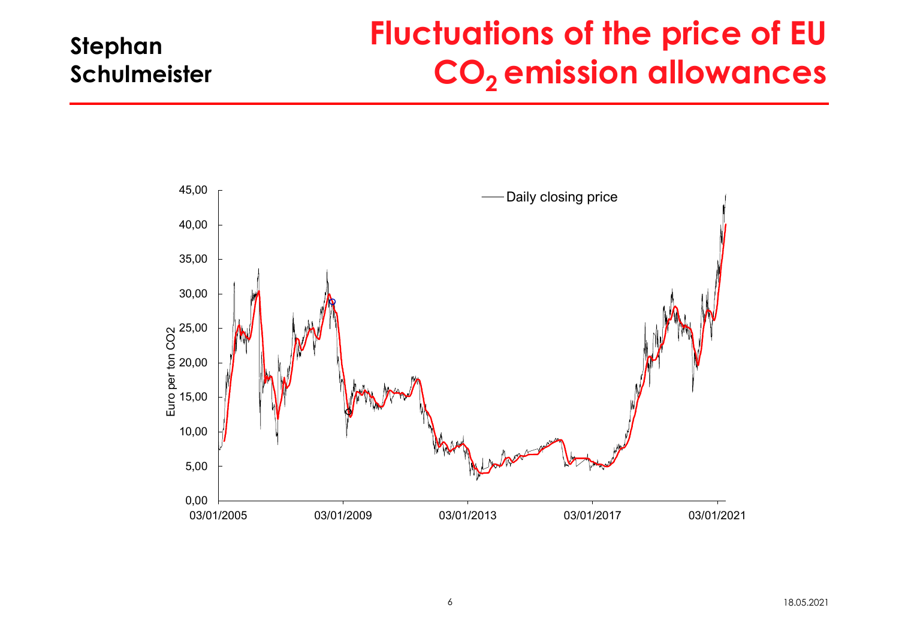# Fluctuations of the price of EU $CO_2$ emission allowances

Daily closing price

Euro per ton CO2

45,00
40,00
35,00
30,00
25,00
20,00
15,00
10,00
5,00
0,00

03/01/2005
03/01/2009
03/01/2013
03/01/2017
03/01/2021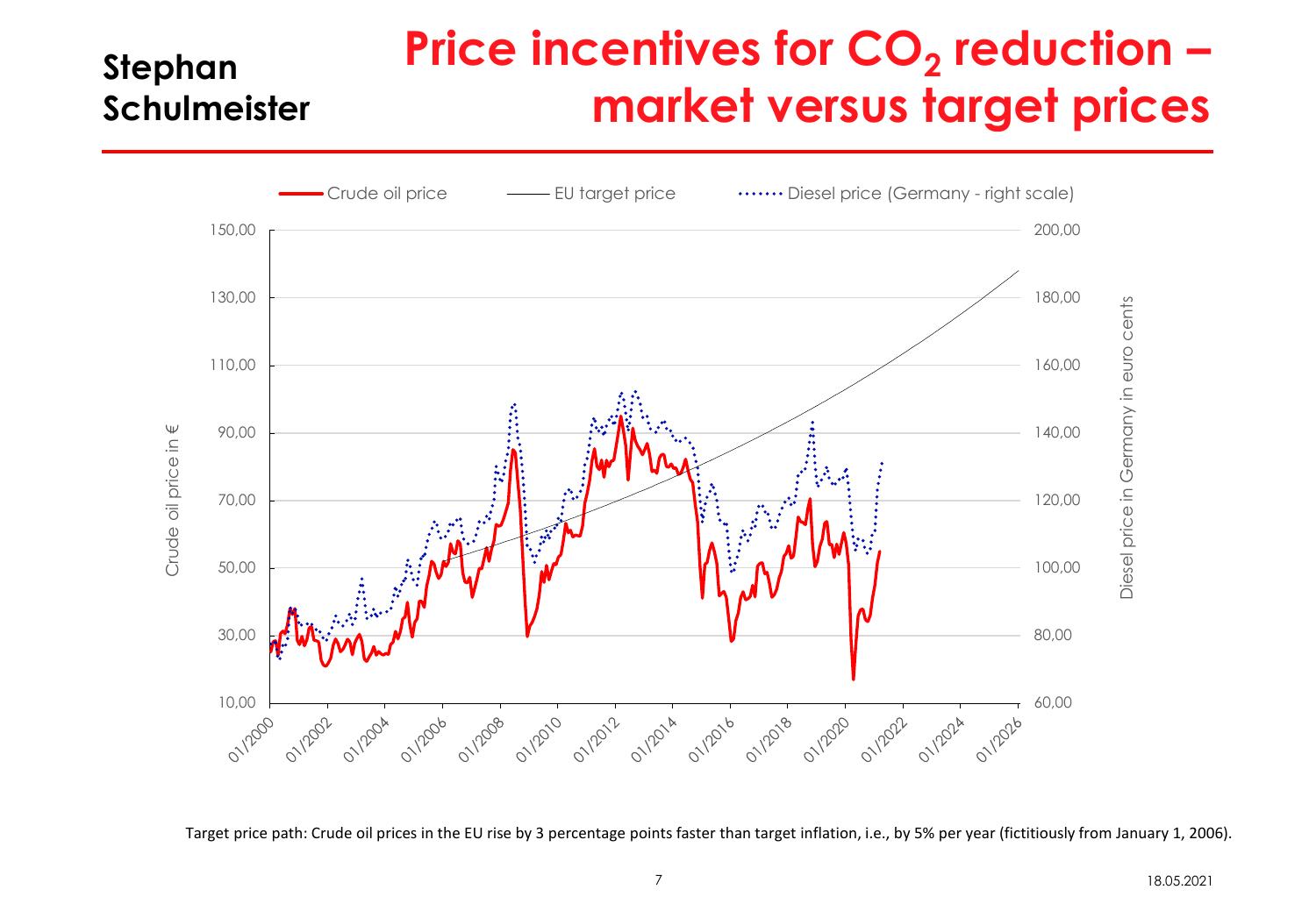# Price incentives for $CO_2$ reduction – market versus target prices

Stephan Schulmeister

Crude oil price
EU target price
Diesel price (Germany - right scale)

Crude oil price in €

Diesel price in Germany in euro cents

150,00
130,00
110,00
90,00
70,00
50,00
30,00
10,00

200,00
180,00
160,00
140,00
120,00
100,00
80,00
60,00

01/2000
01/2002
01/2004
01/2006
01/2008
01/2010
01/2012
01/2014
01/2016
01/2018
01/2020
01/2022
01/2024
01/2026

Target price path: Crude oil prices in the EU rise by 3 percentage points faster than target inflation, i.e., by 5% per year (fictitiously from January 1, 2006).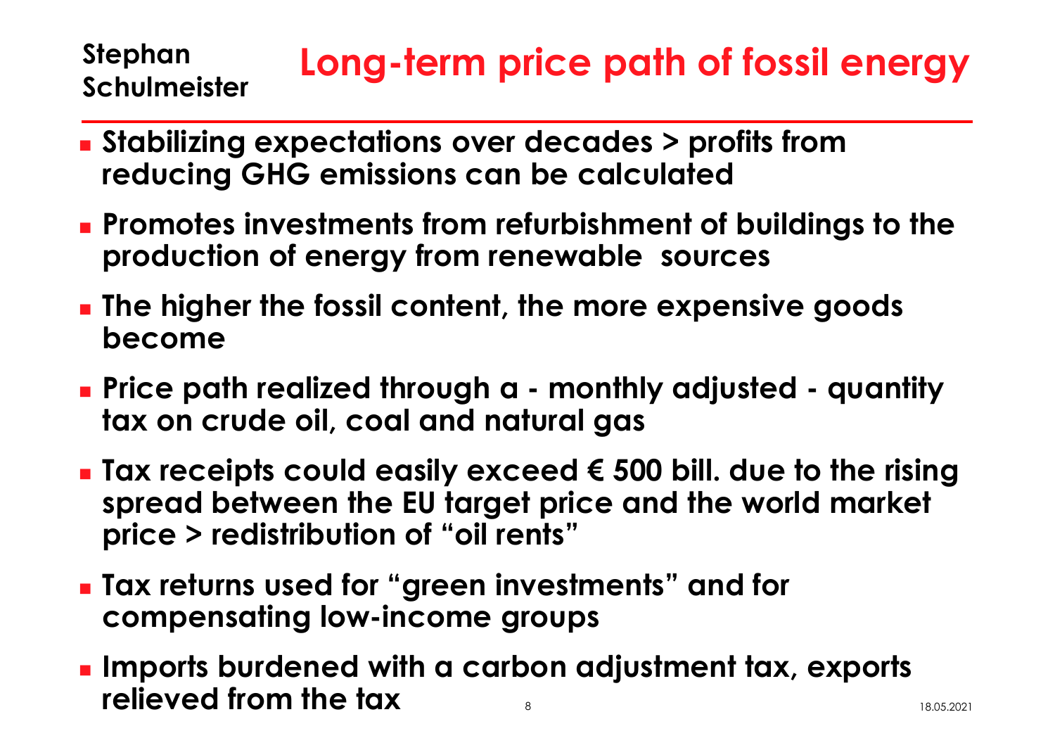Stephan Schulmeister

# Long-term price path of fossil energy

- **Stabilizing expectations over decades > profits from reducing GHG emissions can be calculated**
- **Promotes investments from refurbishment of buildings to the production of energy from renewable sources**
- **The higher the fossil content, the more expensive goods become**
- **Price path realized through a - monthly adjusted - quantity tax on crude oil, coal and natural gas**
- **Tax receipts could easily exceed € 500 bill. due to the rising spread between the EU target price and the world market price > redistribution of "oil rents"**
- **Tax returns used for "green investments" and for compensating low-income groups**
- **Imports burdened with a carbon adjustment tax, exports relieved from the tax**

18.05.2021